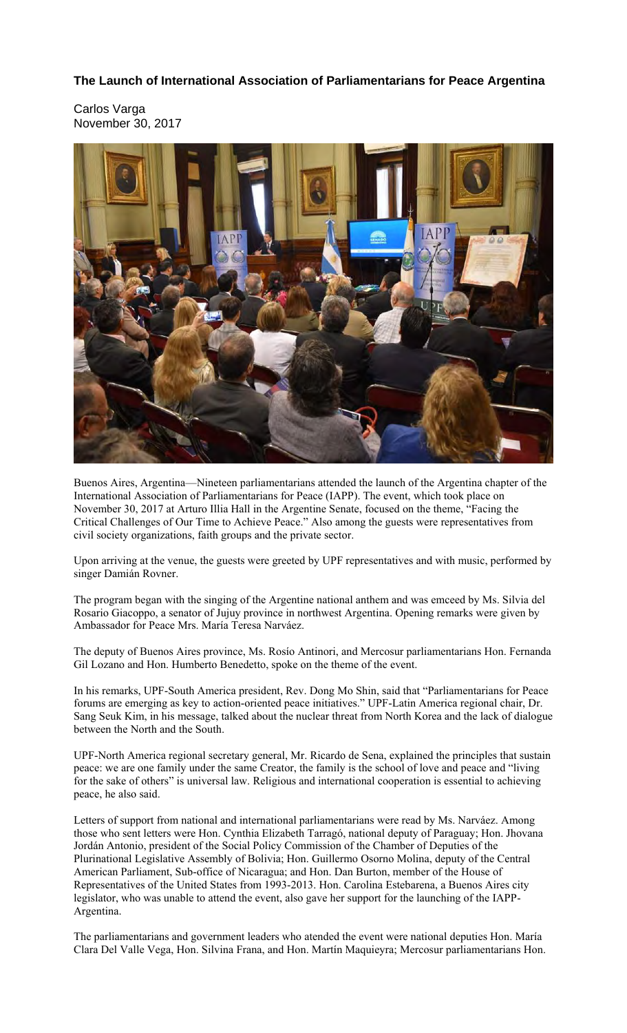### The Launch of International Association of Parliamentarians for Peace Argentina

Carlos Varga
November 30, 2017

Buenos Aires, Argentina—Nineteen parliamentarians attended the launch of the Argentina chapter of the International Association of Parliamentarians for Peace (IAPP). The event, which took place on November 30, 2017 at Arturo Illia Hall in the Argentine Senate, focused on the theme, "Facing the Critical Challenges of Our Time to Achieve Peace." Also among the guests were representatives from civil society organizations, faith groups and the private sector.

Upon arriving at the venue, the guests were greeted by UPF representatives and with music, performed by singer Damián Rovner.

The program began with the singing of the Argentine national anthem and was emceed by Ms. Silvia del Rosario Giacoppo, a senator of Jujuy province in northwest Argentina. Opening remarks were given by Ambassador for Peace Mrs. María Teresa Narváez.

The deputy of Buenos Aires province, Ms. Rosío Antinori, and Mercosur parliamentarians Hon. Fernanda Gil Lozano and Hon. Humberto Benedetto, spoke on the theme of the event.

In his remarks, UPF-South America president, Rev. Dong Mo Shin, said that "Parliamentarians for Peace forums are emerging as key to action-oriented peace initiatives." UPF-Latin America regional chair, Dr. Sang Seuk Kim, in his message, talked about the nuclear threat from North Korea and the lack of dialogue between the North and the South.

UPF-North America regional secretary general, Mr. Ricardo de Sena, explained the principles that sustain peace: we are one family under the same Creator, the family is the school of love and peace and "living for the sake of others" is universal law. Religious and international cooperation is essential to achieving peace, he also said.

Letters of support from national and international parliamentarians were read by Ms. Narváez. Among those who sent letters were Hon. Cynthia Elizabeth Tarragó, national deputy of Paraguay; Hon. Jhovana Jordán Antonio, president of the Social Policy Commission of the Chamber of Deputies of the Plurinational Legislative Assembly of Bolivia; Hon. Guillermo Osorno Molina, deputy of the Central American Parliament, Sub-office of Nicaragua; and Hon. Dan Burton, member of the House of Representatives of the United States from 1993-2013. Hon. Carolina Estebarena, a Buenos Aires city legislator, who was unable to attend the event, also gave her support for the launching of the IAPP-Argentina.

The parliamentarians and government leaders who atended the event were national deputies Hon. María Clara Del Valle Vega, Hon. Silvina Frana, and Hon. Martín Maquieyra; Mercosur parliamentarians Hon.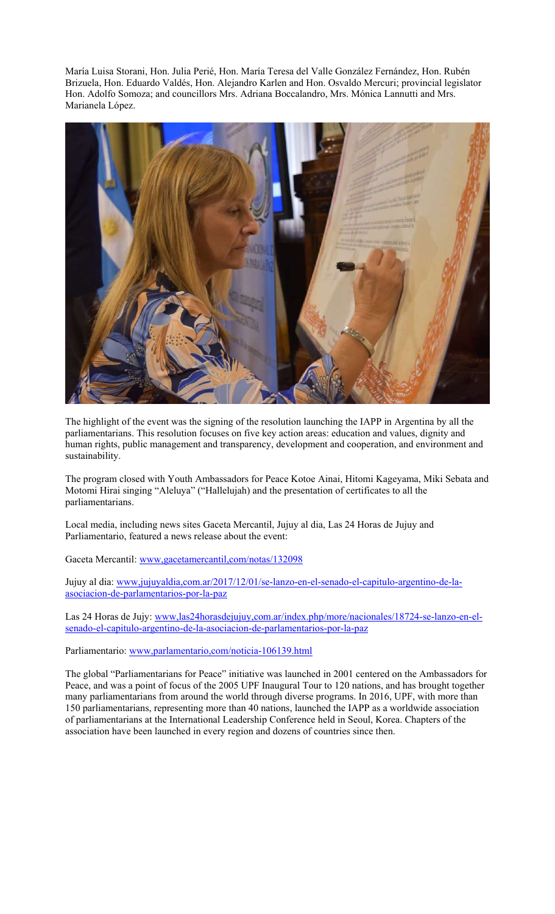María Luisa Storani, Hon. Julia Perié, Hon. María Teresa del Valle González Fernández, Hon. Rubén Brizuela, Hon. Eduardo Valdés, Hon. Alejandro Karlen and Hon. Osvaldo Mercuri; provincial legislator Hon. Adolfo Somoza; and councillors Mrs. Adriana Boccalandro, Mrs. Mónica Lannutti and Mrs. Marianela López.

The highlight of the event was the signing of the resolution launching the IAPP in Argentina by all the parliamentarians. This resolution focuses on five key action areas: education and values, dignity and human rights, public management and transparency, development and cooperation, and environment and sustainability.

The program closed with Youth Ambassadors for Peace Kotoe Ainai, Hitomi Kageyama, Miki Sebata and Motomi Hirai singing "Aleluya" ("Hallelujah) and the presentation of certificates to all the parliamentarians.

Local media, including news sites Gaceta Mercantil, Jujuy al dia, Las 24 Horas de Jujuy and Parliamentario, featured a news release about the event:

Gaceta Mercantil: www,gacetamercantil,com/notas/132098

Jujuy al dia: www,jujuyaldia,com.ar/2017/12/01/se-lanzo-en-el-senado-el-capitulo-argentino-de-la-asociacion-de-parlamentarios-por-la-paz

Las 24 Horas de Jujy: www,las24horasdejujuy,com.ar/index.php/more/nacionales/18724-se-lanzo-en-el-senado-el-capitulo-argentino-de-la-asociacion-de-parlamentarios-por-la-paz

Parliamentario: www,parlamentario,com/noticia-106139.html

The global "Parliamentarians for Peace" initiative was launched in 2001 centered on the Ambassadors for Peace, and was a point of focus of the 2005 UPF Inaugural Tour to 120 nations, and has brought together many parliamentarians from around the world through diverse programs. In 2016, UPF, with more than 150 parliamentarians, representing more than 40 nations, launched the IAPP as a worldwide association of parliamentarians at the International Leadership Conference held in Seoul, Korea. Chapters of the association have been launched in every region and dozens of countries since then.